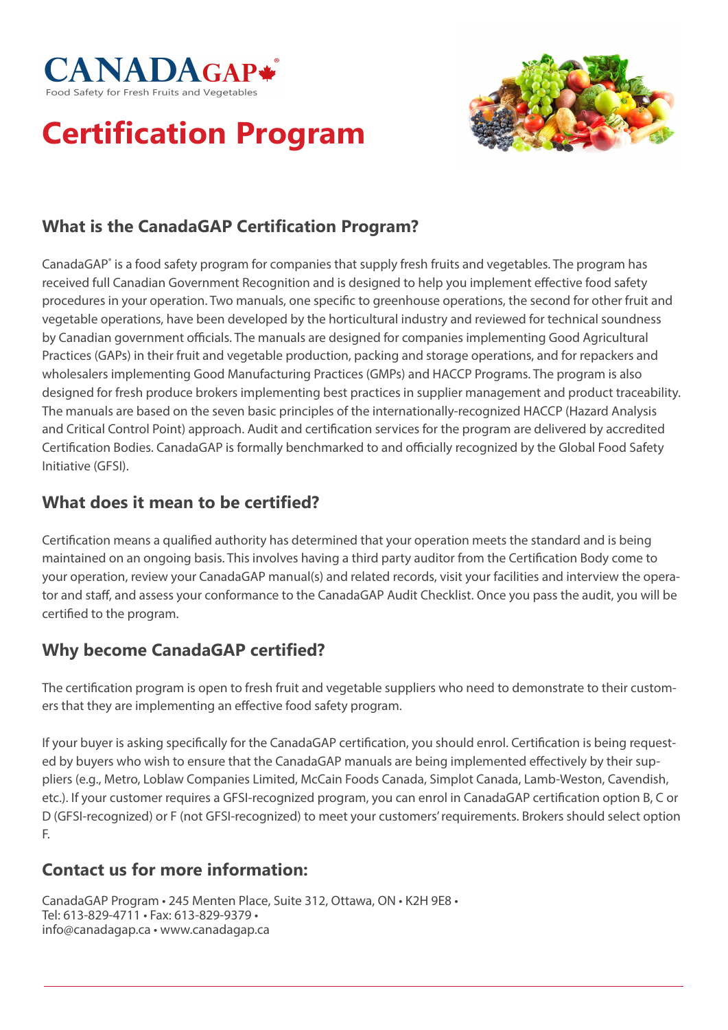CANADAGAP®

Food Safety for Fresh Fruits and Vegetables

# Certification Program

## What is the CanadaGAP Certification Program?

CanadaGAP® is a food safety program for companies that supply fresh fruits and vegetables. The program has received full Canadian Government Recognition and is designed to help you implement effective food safety procedures in your operation. Two manuals, one specific to greenhouse operations, the second for other fruit and vegetable operations, have been developed by the horticultural industry and reviewed for technical soundness by Canadian government officials. The manuals are designed for companies implementing Good Agricultural Practices (GAPs) in their fruit and vegetable production, packing and storage operations, and for repackers and wholesalers implementing Good Manufacturing Practices (GMPs) and HACCP Programs. The program is also designed for fresh produce brokers implementing best practices in supplier management and product traceability. The manuals are based on the seven basic principles of the internationally-recognized HACCP (Hazard Analysis and Critical Control Point) approach. Audit and certification services for the program are delivered by accredited Certification Bodies. CanadaGAP is formally benchmarked to and officially recognized by the Global Food Safety Initiative (GFSI).

## What does it mean to be certified?

Certification means a qualified authority has determined that your operation meets the standard and is being maintained on an ongoing basis. This involves having a third party auditor from the Certification Body come to your operation, review your CanadaGAP manual(s) and related records, visit your facilities and interview the operator and staff, and assess your conformance to the CanadaGAP Audit Checklist. Once you pass the audit, you will be certified to the program.

## Why become CanadaGAP certified?

The certification program is open to fresh fruit and vegetable suppliers who need to demonstrate to their customers that they are implementing an effective food safety program.

If your buyer is asking specifically for the CanadaGAP certification, you should enrol. Certification is being requested by buyers who wish to ensure that the CanadaGAP manuals are being implemented effectively by their suppliers (e.g., Metro, Loblaw Companies Limited, McCain Foods Canada, Simplot Canada, Lamb-Weston, Cavendish, etc.). If your customer requires a GFSI-recognized program, you can enrol in CanadaGAP certification option B, C or D (GFSI-recognized) or F (not GFSI-recognized) to meet your customers' requirements. Brokers should select option F.

## Contact us for more information:

CanadaGAP Program • 245 Menten Place, Suite 312, Ottawa, ON • K2H 9E8 •
Tel: 613-829-4711 • Fax: 613-829-9379 •
info@canadagap.ca • www.canadagap.ca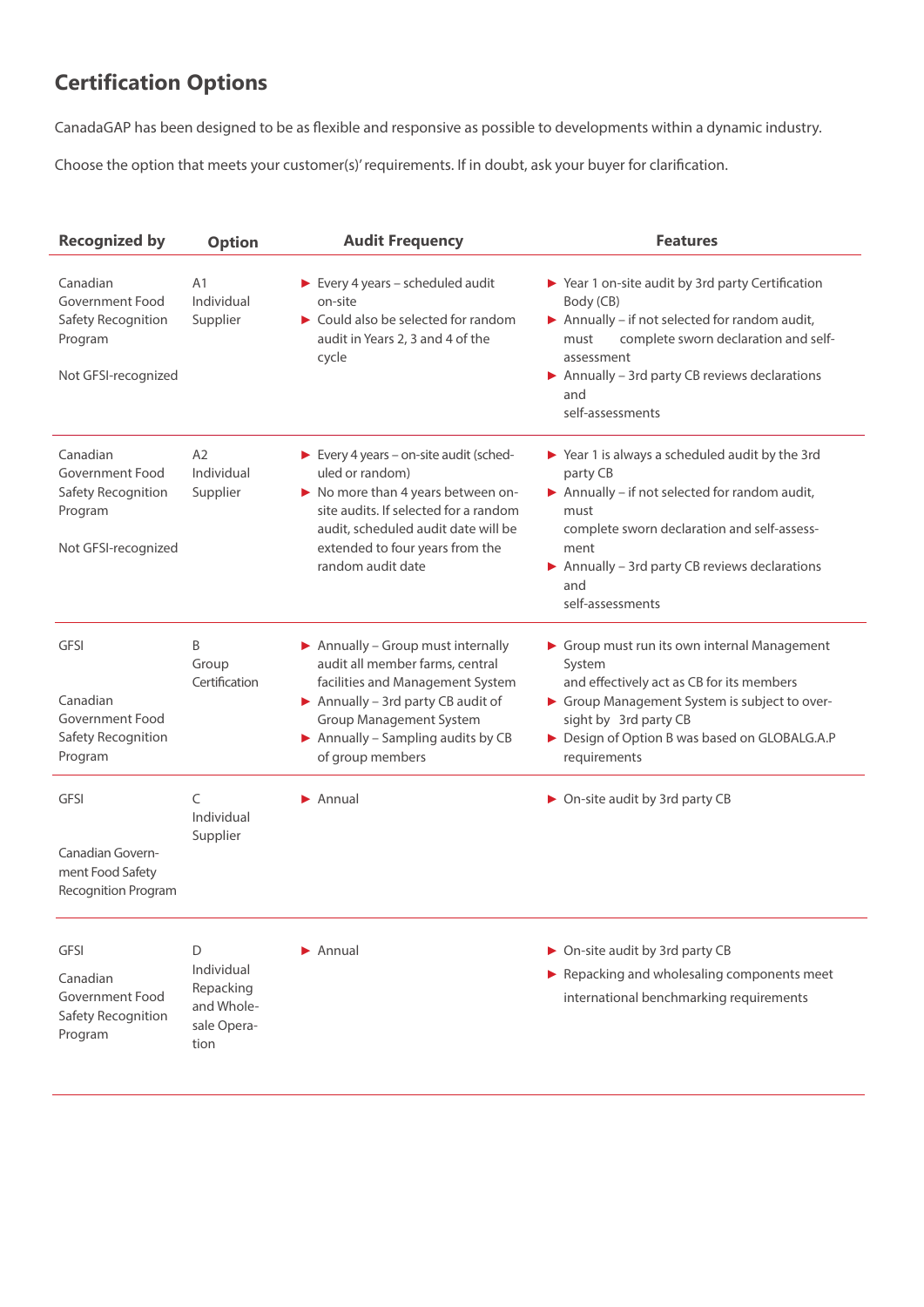## Certification Options

CanadaGAP has been designed to be as flexible and responsive as possible to developments within a dynamic industry.

Choose the option that meets your customer(s)' requirements. If in doubt, ask your buyer for clarification.

| Recognized by | Option | Audit Frequency | Features |
|---|---|---|---|
| Canadian Government Food Safety Recognition Program<br><br>Not GFSI-recognized | A1 Individual Supplier | ► Every 4 years – scheduled audit on-site<br>► Could also be selected for random audit in Years 2, 3 and 4 of the cycle | ► Year 1 on-site audit by 3rd party Certification Body (CB)<br>► Annually – if not selected for random audit, must complete sworn declaration and self-assessment<br>► Annually – 3rd party CB reviews declarations and self-assessments |
| Canadian Government Food Safety Recognition Program<br><br>Not GFSI-recognized | A2 Individual Supplier | ► Every 4 years – on-site audit (scheduled or random)<br>► No more than 4 years between on-site audits. If selected for a random audit, scheduled audit date will be extended to four years from the random audit date | ► Year 1 is always a scheduled audit by the 3rd party CB<br>► Annually – if not selected for random audit, must complete sworn declaration and self-assessment<br>► Annually – 3rd party CB reviews declarations and self-assessments |
| GFSI<br><br>Canadian Government Food Safety Recognition Program | B Group Certification | ► Annually – Group must internally audit all member farms, central facilities and Management System<br>► Annually – 3rd party CB audit of Group Management System<br>► Annually – Sampling audits by CB of group members | ► Group must run its own internal Management System and effectively act as CB for its members<br>► Group Management System is subject to oversight by 3rd party CB<br>► Design of Option B was based on GLOBALG.A.P requirements |
| GFSI<br><br>Canadian Government Food Safety Recognition Program | C Individual Supplier | ► Annual | ► On-site audit by 3rd party CB |
| GFSI<br><br>Canadian Government Food Safety Recognition Program | D Individual Repacking and Wholesale Operation | ► Annual | ► On-site audit by 3rd party CB<br>► Repacking and wholesaling components meet international benchmarking requirements |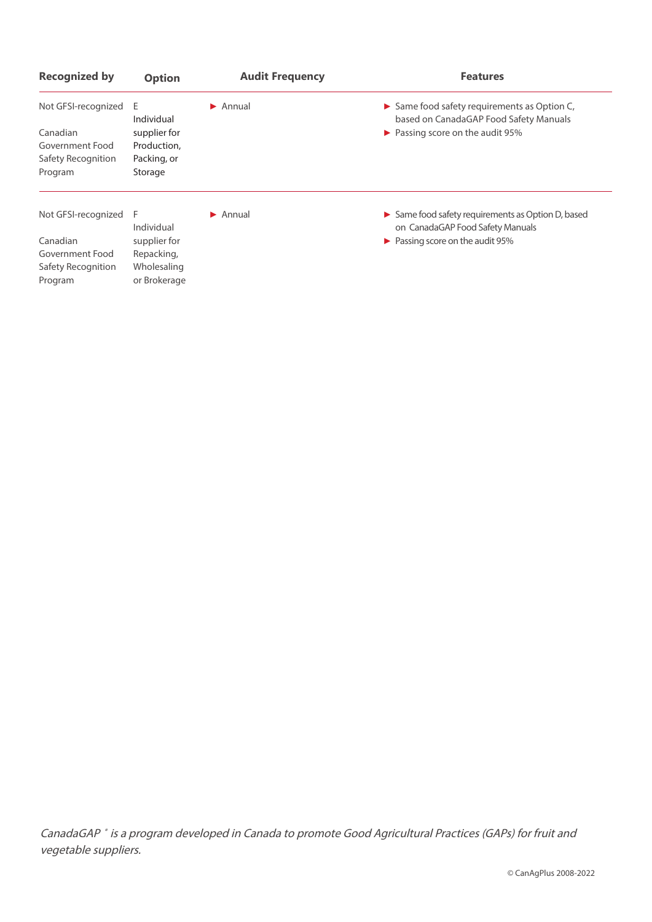| Recognized by | Option | Audit Frequency | Features |
|---|---|---|---|
| Not GFSI-recognized<br><br>Canadian Government Food Safety Recognition Program | E<br>Individual supplier for Production, Packing, or Storage | ► Annual | ► Same food safety requirements as Option C, based on CanadaGAP Food Safety Manuals<br>► Passing score on the audit 95% |
| Not GFSI-recognized<br><br>Canadian Government Food Safety Recognition Program | F<br>Individual supplier for Repacking, Wholesaling or Brokerage | ► Annual | ► Same food safety requirements as Option D, based on CanadaGAP Food Safety Manuals<br>► Passing score on the audit 95% |

*CanadaGAP® is a program developed in Canada to promote Good Agricultural Practices (GAPs) for fruit and vegetable suppliers.*

© CanAgPlus 2008-2022